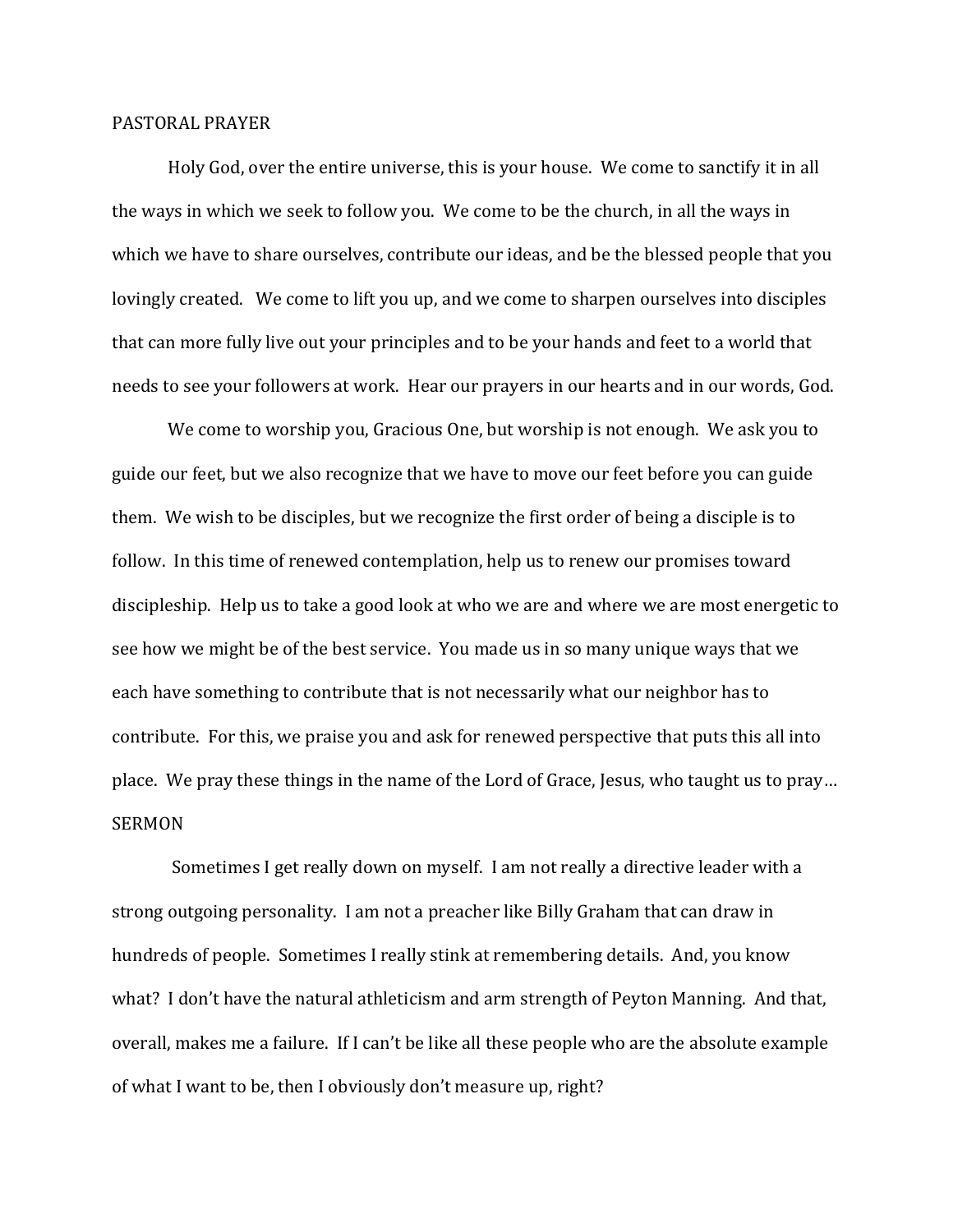## PASTORAL PRAYER

Holy God, over the entire universe, this is your house. We come to sanctify it in all the ways in which we seek to follow you. We come to be the church, in all the ways in which we have to share ourselves, contribute our ideas, and be the blessed people that you lovingly created. We come to lift you up, and we come to sharpen ourselves into disciples that can more fully live out your principles and to be your hands and feet to a world that needs to see your followers at work. Hear our prayers in our hearts and in our words, God.

We come to worship you, Gracious One, but worship is not enough. We ask you to guide our feet, but we also recognize that we have to move our feet before you can guide them. We wish to be disciples, but we recognize the first order of being a disciple is to follow. In this time of renewed contemplation, help us to renew our promises toward discipleship. Help us to take a good look at who we are and where we are most energetic to see how we might be of the best service. You made us in so many unique ways that we each have something to contribute that is not necessarily what our neighbor has to contribute. For this, we praise you and ask for renewed perspective that puts this all into place. We pray these things in the name of the Lord of Grace, Jesus, who taught us to pray…

## SERMON

Sometimes I get really down on myself. I am not really a directive leader with a strong outgoing personality. I am not a preacher like Billy Graham that can draw in hundreds of people. Sometimes I really stink at remembering details. And, you know what? I don't have the natural athleticism and arm strength of Peyton Manning. And that, overall, makes me a failure. If I can't be like all these people who are the absolute example of what I want to be, then I obviously don't measure up, right?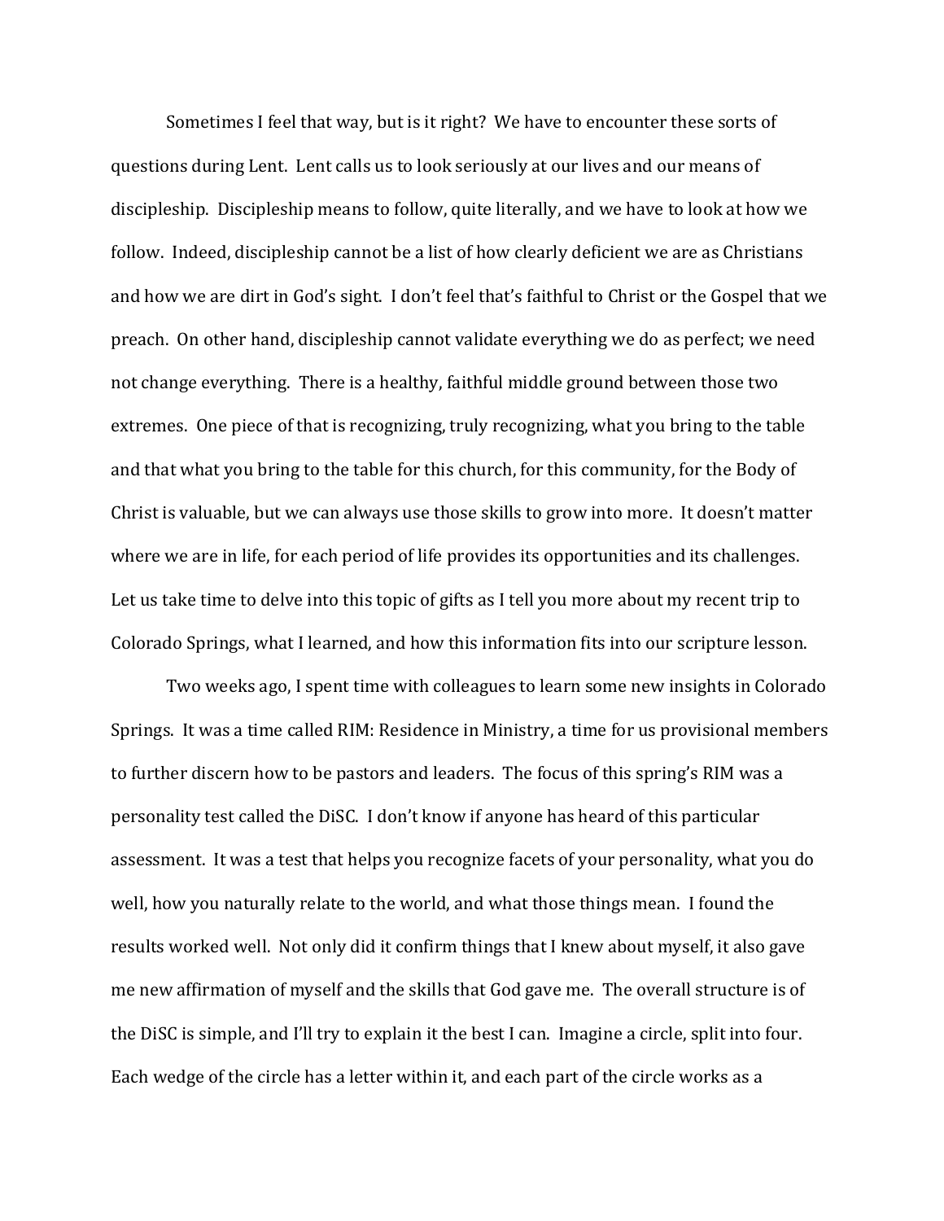Sometimes I feel that way, but is it right? We have to encounter these sorts of questions during Lent. Lent calls us to look seriously at our lives and our means of discipleship. Discipleship means to follow, quite literally, and we have to look at how we follow. Indeed, discipleship cannot be a list of how clearly deficient we are as Christians and how we are dirt in God's sight. I don't feel that's faithful to Christ or the Gospel that we preach. On other hand, discipleship cannot validate everything we do as perfect; we need not change everything. There is a healthy, faithful middle ground between those two extremes. One piece of that is recognizing, truly recognizing, what you bring to the table and that what you bring to the table for this church, for this community, for the Body of Christ is valuable, but we can always use those skills to grow into more. It doesn't matter where we are in life, for each period of life provides its opportunities and its challenges. Let us take time to delve into this topic of gifts as I tell you more about my recent trip to Colorado Springs, what I learned, and how this information fits into our scripture lesson.

Two weeks ago, I spent time with colleagues to learn some new insights in Colorado Springs. It was a time called RIM: Residence in Ministry, a time for us provisional members to further discern how to be pastors and leaders. The focus of this spring's RIM was a personality test called the DiSC. I don't know if anyone has heard of this particular assessment. It was a test that helps you recognize facets of your personality, what you do well, how you naturally relate to the world, and what those things mean. I found the results worked well. Not only did it confirm things that I knew about myself, it also gave me new affirmation of myself and the skills that God gave me. The overall structure is of the DiSC is simple, and I'll try to explain it the best I can. Imagine a circle, split into four. Each wedge of the circle has a letter within it, and each part of the circle works as a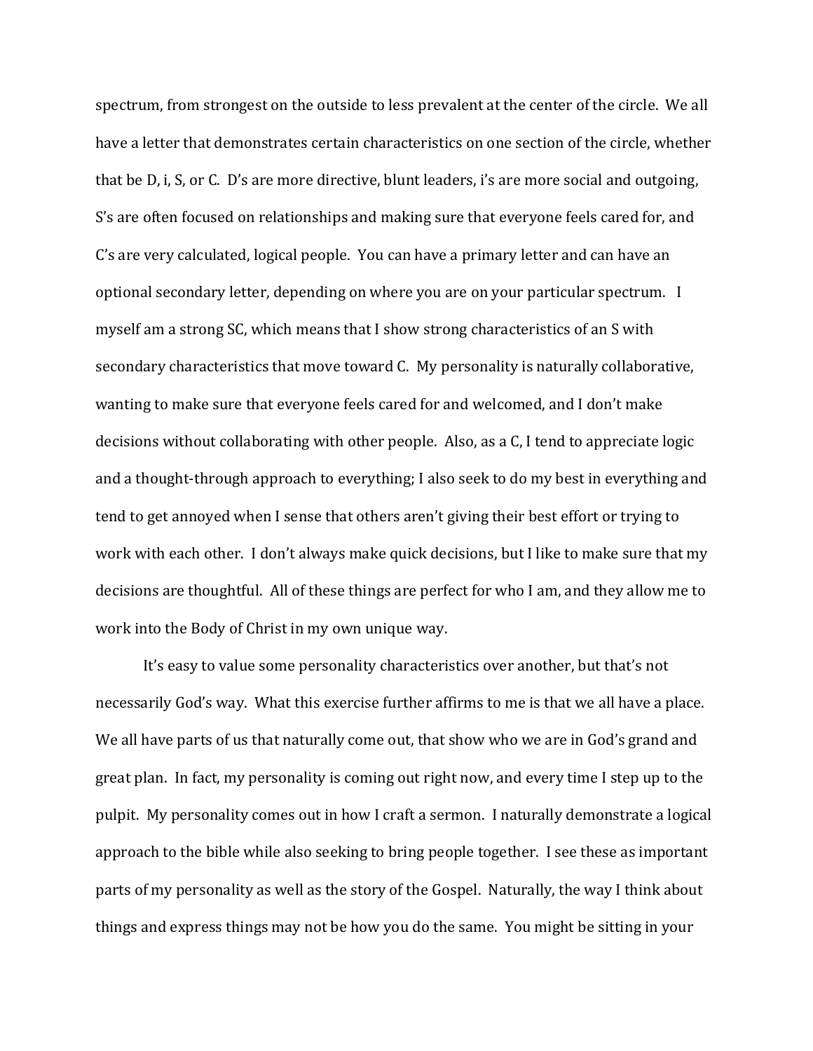spectrum, from strongest on the outside to less prevalent at the center of the circle. We all have a letter that demonstrates certain characteristics on one section of the circle, whether that be D, i, S, or C. D's are more directive, blunt leaders, i's are more social and outgoing, S's are often focused on relationships and making sure that everyone feels cared for, and C's are very calculated, logical people. You can have a primary letter and can have an optional secondary letter, depending on where you are on your particular spectrum. I myself am a strong SC, which means that I show strong characteristics of an S with secondary characteristics that move toward C. My personality is naturally collaborative, wanting to make sure that everyone feels cared for and welcomed, and I don't make decisions without collaborating with other people. Also, as a C, I tend to appreciate logic and a thought-through approach to everything; I also seek to do my best in everything and tend to get annoyed when I sense that others aren't giving their best effort or trying to work with each other. I don't always make quick decisions, but I like to make sure that my decisions are thoughtful. All of these things are perfect for who I am, and they allow me to work into the Body of Christ in my own unique way.

It's easy to value some personality characteristics over another, but that's not necessarily God's way. What this exercise further affirms to me is that we all have a place. We all have parts of us that naturally come out, that show who we are in God's grand and great plan. In fact, my personality is coming out right now, and every time I step up to the pulpit. My personality comes out in how I craft a sermon. I naturally demonstrate a logical approach to the bible while also seeking to bring people together. I see these as important parts of my personality as well as the story of the Gospel. Naturally, the way I think about things and express things may not be how you do the same. You might be sitting in your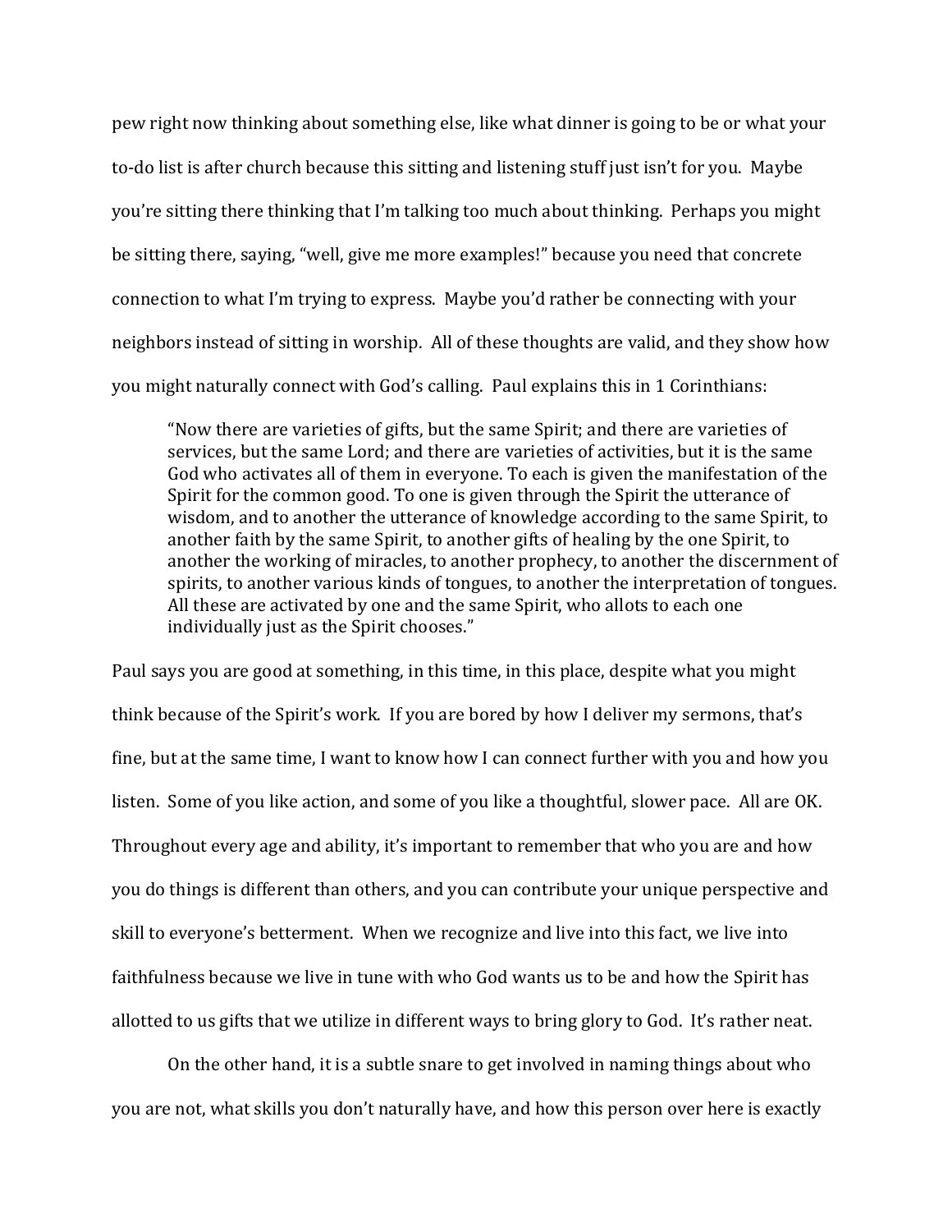pew right now thinking about something else, like what dinner is going to be or what your to-do list is after church because this sitting and listening stuff just isn't for you. Maybe you're sitting there thinking that I'm talking too much about thinking. Perhaps you might be sitting there, saying, "well, give me more examples!" because you need that concrete connection to what I'm trying to express. Maybe you'd rather be connecting with your neighbors instead of sitting in worship. All of these thoughts are valid, and they show how you might naturally connect with God's calling. Paul explains this in 1 Corinthians:

> "Now there are varieties of gifts, but the same Spirit; and there are varieties of services, but the same Lord; and there are varieties of activities, but it is the same God who activates all of them in everyone. To each is given the manifestation of the Spirit for the common good. To one is given through the Spirit the utterance of wisdom, and to another the utterance of knowledge according to the same Spirit, to another faith by the same Spirit, to another gifts of healing by the one Spirit, to another the working of miracles, to another prophecy, to another the discernment of spirits, to another various kinds of tongues, to another the interpretation of tongues. All these are activated by one and the same Spirit, who allots to each one individually just as the Spirit chooses."

Paul says you are good at something, in this time, in this place, despite what you might think because of the Spirit's work. If you are bored by how I deliver my sermons, that's fine, but at the same time, I want to know how I can connect further with you and how you listen. Some of you like action, and some of you like a thoughtful, slower pace. All are OK. Throughout every age and ability, it's important to remember that who you are and how you do things is different than others, and you can contribute your unique perspective and skill to everyone's betterment. When we recognize and live into this fact, we live into faithfulness because we live in tune with who God wants us to be and how the Spirit has allotted to us gifts that we utilize in different ways to bring glory to God. It's rather neat.

On the other hand, it is a subtle snare to get involved in naming things about who you are not, what skills you don't naturally have, and how this person over here is exactly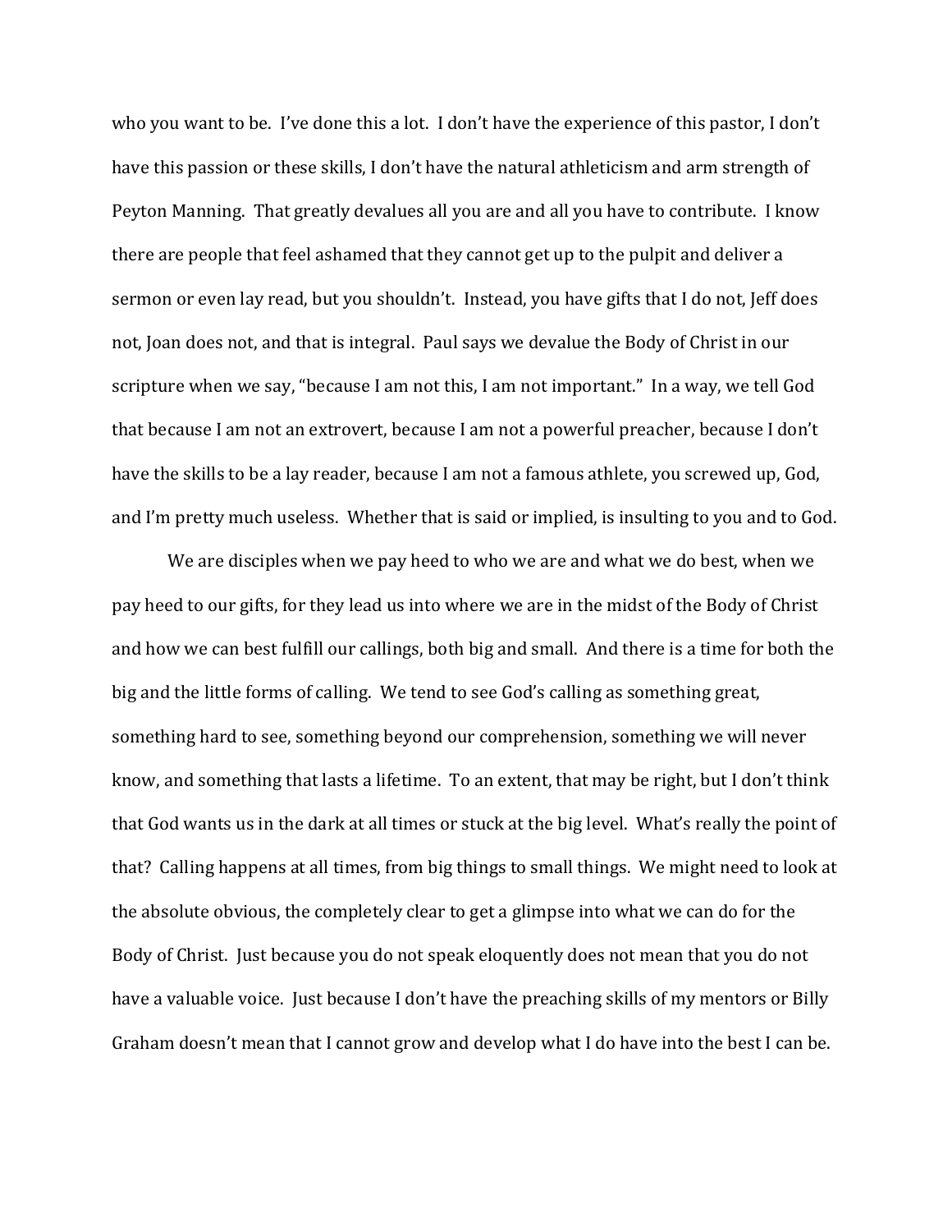who you want to be. I've done this a lot. I don't have the experience of this pastor, I don't have this passion or these skills, I don't have the natural athleticism and arm strength of Peyton Manning. That greatly devalues all you are and all you have to contribute. I know there are people that feel ashamed that they cannot get up to the pulpit and deliver a sermon or even lay read, but you shouldn't. Instead, you have gifts that I do not, Jeff does not, Joan does not, and that is integral. Paul says we devalue the Body of Christ in our scripture when we say, "because I am not this, I am not important." In a way, we tell God that because I am not an extrovert, because I am not a powerful preacher, because I don't have the skills to be a lay reader, because I am not a famous athlete, you screwed up, God, and I'm pretty much useless. Whether that is said or implied, is insulting to you and to God.

We are disciples when we pay heed to who we are and what we do best, when we pay heed to our gifts, for they lead us into where we are in the midst of the Body of Christ and how we can best fulfill our callings, both big and small. And there is a time for both the big and the little forms of calling. We tend to see God's calling as something great, something hard to see, something beyond our comprehension, something we will never know, and something that lasts a lifetime. To an extent, that may be right, but I don't think that God wants us in the dark at all times or stuck at the big level. What's really the point of that? Calling happens at all times, from big things to small things. We might need to look at the absolute obvious, the completely clear to get a glimpse into what we can do for the Body of Christ. Just because you do not speak eloquently does not mean that you do not have a valuable voice. Just because I don't have the preaching skills of my mentors or Billy Graham doesn't mean that I cannot grow and develop what I do have into the best I can be.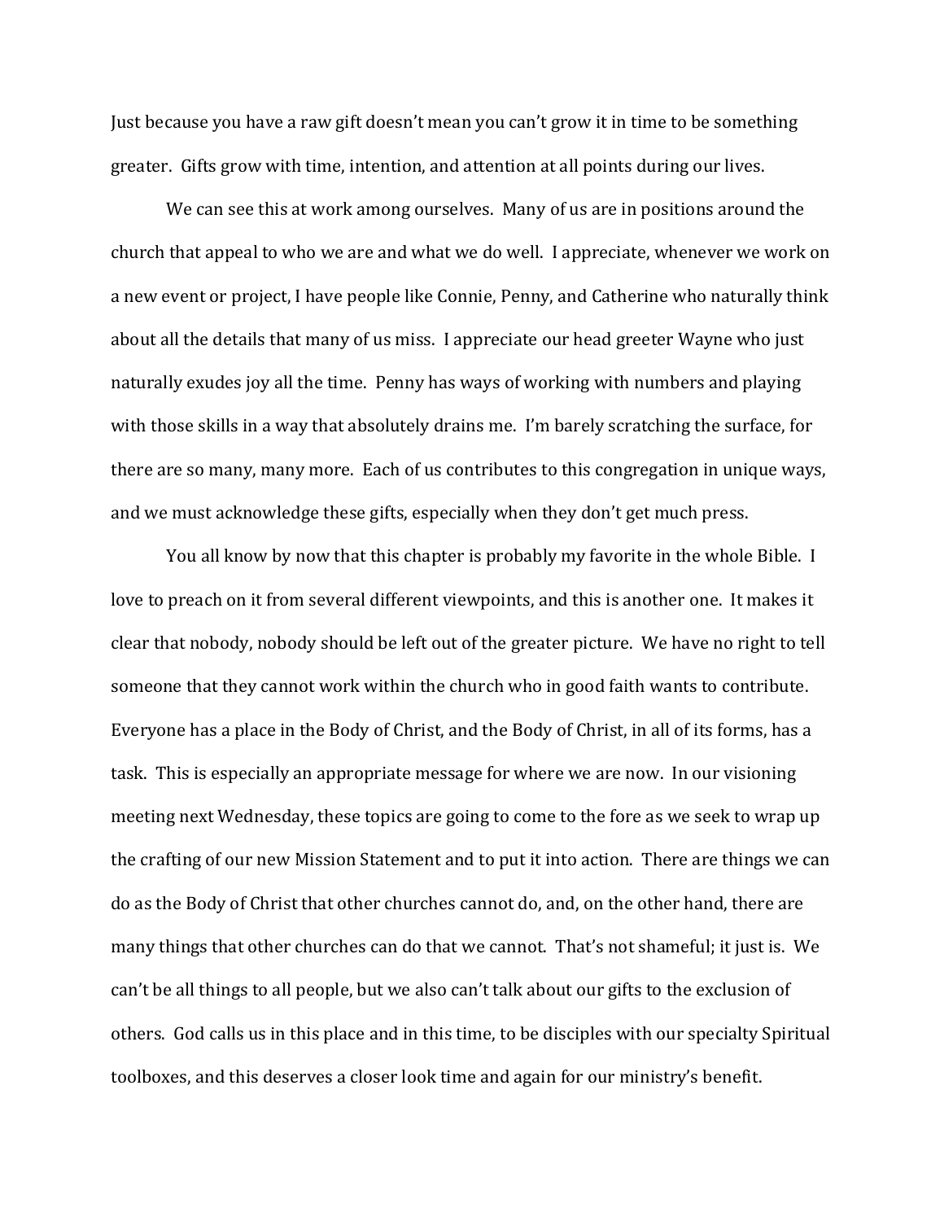Just because you have a raw gift doesn't mean you can't grow it in time to be something greater. Gifts grow with time, intention, and attention at all points during our lives.

We can see this at work among ourselves. Many of us are in positions around the church that appeal to who we are and what we do well. I appreciate, whenever we work on a new event or project, I have people like Connie, Penny, and Catherine who naturally think about all the details that many of us miss. I appreciate our head greeter Wayne who just naturally exudes joy all the time. Penny has ways of working with numbers and playing with those skills in a way that absolutely drains me. I'm barely scratching the surface, for there are so many, many more. Each of us contributes to this congregation in unique ways, and we must acknowledge these gifts, especially when they don't get much press.

You all know by now that this chapter is probably my favorite in the whole Bible. I love to preach on it from several different viewpoints, and this is another one. It makes it clear that nobody, nobody should be left out of the greater picture. We have no right to tell someone that they cannot work within the church who in good faith wants to contribute. Everyone has a place in the Body of Christ, and the Body of Christ, in all of its forms, has a task. This is especially an appropriate message for where we are now. In our visioning meeting next Wednesday, these topics are going to come to the fore as we seek to wrap up the crafting of our new Mission Statement and to put it into action. There are things we can do as the Body of Christ that other churches cannot do, and, on the other hand, there are many things that other churches can do that we cannot. That's not shameful; it just is. We can't be all things to all people, but we also can't talk about our gifts to the exclusion of others. God calls us in this place and in this time, to be disciples with our specialty Spiritual toolboxes, and this deserves a closer look time and again for our ministry's benefit.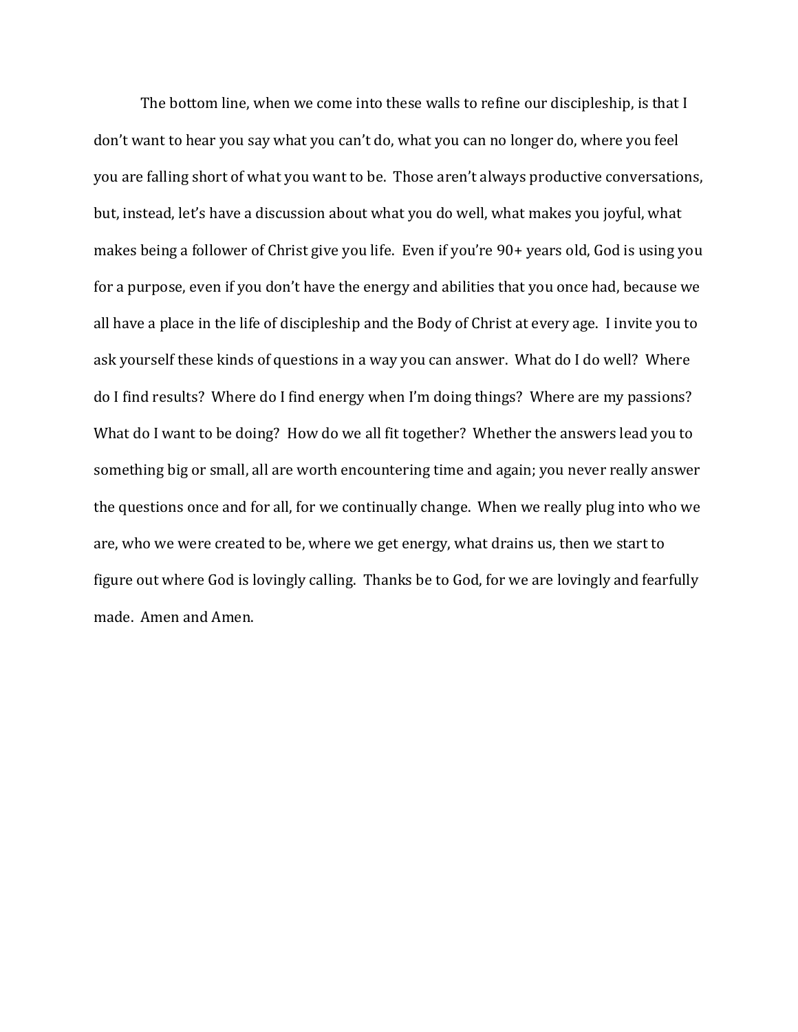The bottom line, when we come into these walls to refine our discipleship, is that I don't want to hear you say what you can't do, what you can no longer do, where you feel you are falling short of what you want to be. Those aren't always productive conversations, but, instead, let's have a discussion about what you do well, what makes you joyful, what makes being a follower of Christ give you life. Even if you're 90+ years old, God is using you for a purpose, even if you don't have the energy and abilities that you once had, because we all have a place in the life of discipleship and the Body of Christ at every age. I invite you to ask yourself these kinds of questions in a way you can answer. What do I do well? Where do I find results? Where do I find energy when I'm doing things? Where are my passions? What do I want to be doing? How do we all fit together? Whether the answers lead you to something big or small, all are worth encountering time and again; you never really answer the questions once and for all, for we continually change. When we really plug into who we are, who we were created to be, where we get energy, what drains us, then we start to figure out where God is lovingly calling. Thanks be to God, for we are lovingly and fearfully made. Amen and Amen.